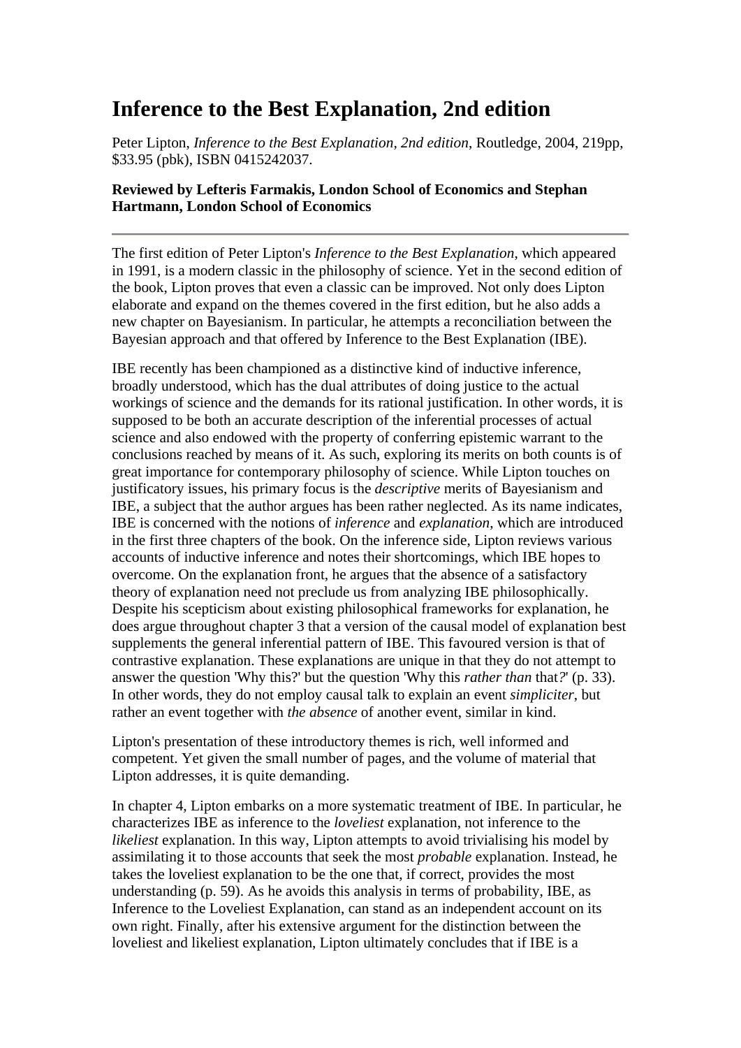# Inference to the Best Explanation, 2nd edition

Peter Lipton, *Inference to the Best Explanation, 2nd edition*, Routledge, 2004, 219pp, $33.95 (pbk), ISBN 0415242037.

**Reviewed by Lefteris Farmakis, London School of Economics and Stephan Hartmann, London School of Economics**

---

The first edition of Peter Lipton's *Inference to the Best Explanation*, which appeared in 1991, is a modern classic in the philosophy of science. Yet in the second edition of the book, Lipton proves that even a classic can be improved. Not only does Lipton elaborate and expand on the themes covered in the first edition, but he also adds a new chapter on Bayesianism. In particular, he attempts a reconciliation between the Bayesian approach and that offered by Inference to the Best Explanation (IBE).

IBE recently has been championed as a distinctive kind of inductive inference, broadly understood, which has the dual attributes of doing justice to the actual workings of science and the demands for its rational justification. In other words, it is supposed to be both an accurate description of the inferential processes of actual science and also endowed with the property of conferring epistemic warrant to the conclusions reached by means of it. As such, exploring its merits on both counts is of great importance for contemporary philosophy of science. While Lipton touches on justificatory issues, his primary focus is the *descriptive* merits of Bayesianism and IBE, a subject that the author argues has been rather neglected. As its name indicates, IBE is concerned with the notions of *inference* and *explanation*, which are introduced in the first three chapters of the book. On the inference side, Lipton reviews various accounts of inductive inference and notes their shortcomings, which IBE hopes to overcome. On the explanation front, he argues that the absence of a satisfactory theory of explanation need not preclude us from analyzing IBE philosophically. Despite his scepticism about existing philosophical frameworks for explanation, he does argue throughout chapter 3 that a version of the causal model of explanation best supplements the general inferential pattern of IBE. This favoured version is that of contrastive explanation. These explanations are unique in that they do not attempt to answer the question 'Why this?' but the question 'Why this *rather than* that*?*' (p. 33). In other words, they do not employ causal talk to explain an event *simpliciter*, but rather an event together with *the absence* of another event, similar in kind.

Lipton's presentation of these introductory themes is rich, well informed and competent. Yet given the small number of pages, and the volume of material that Lipton addresses, it is quite demanding.

In chapter 4, Lipton embarks on a more systematic treatment of IBE. In particular, he characterizes IBE as inference to the *loveliest* explanation, not inference to the *likeliest* explanation. In this way, Lipton attempts to avoid trivialising his model by assimilating it to those accounts that seek the most *probable* explanation. Instead, he takes the loveliest explanation to be the one that, if correct, provides the most understanding (p. 59). As he avoids this analysis in terms of probability, IBE, as Inference to the Loveliest Explanation, can stand as an independent account on its own right. Finally, after his extensive argument for the distinction between the loveliest and likeliest explanation, Lipton ultimately concludes that if IBE is a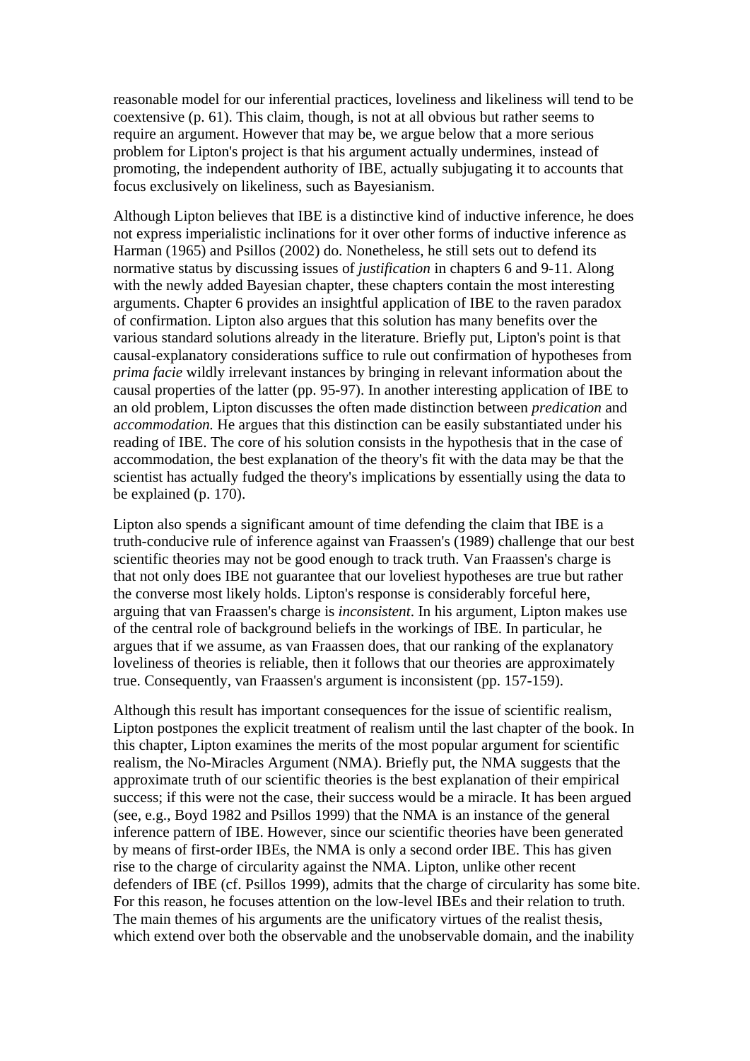reasonable model for our inferential practices, loveliness and likeliness will tend to be coextensive (p. 61). This claim, though, is not at all obvious but rather seems to require an argument. However that may be, we argue below that a more serious problem for Lipton's project is that his argument actually undermines, instead of promoting, the independent authority of IBE, actually subjugating it to accounts that focus exclusively on likeliness, such as Bayesianism.

Although Lipton believes that IBE is a distinctive kind of inductive inference, he does not express imperialistic inclinations for it over other forms of inductive inference as Harman (1965) and Psillos (2002) do. Nonetheless, he still sets out to defend its normative status by discussing issues of *justification* in chapters 6 and 9-11. Along with the newly added Bayesian chapter, these chapters contain the most interesting arguments. Chapter 6 provides an insightful application of IBE to the raven paradox of confirmation. Lipton also argues that this solution has many benefits over the various standard solutions already in the literature. Briefly put, Lipton's point is that causal-explanatory considerations suffice to rule out confirmation of hypotheses from *prima facie* wildly irrelevant instances by bringing in relevant information about the causal properties of the latter (pp. 95-97). In another interesting application of IBE to an old problem, Lipton discusses the often made distinction between *predication* and *accommodation.* He argues that this distinction can be easily substantiated under his reading of IBE. The core of his solution consists in the hypothesis that in the case of accommodation, the best explanation of the theory's fit with the data may be that the scientist has actually fudged the theory's implications by essentially using the data to be explained (p. 170).

Lipton also spends a significant amount of time defending the claim that IBE is a truth-conducive rule of inference against van Fraassen's (1989) challenge that our best scientific theories may not be good enough to track truth. Van Fraassen's charge is that not only does IBE not guarantee that our loveliest hypotheses are true but rather the converse most likely holds. Lipton's response is considerably forceful here, arguing that van Fraassen's charge is *inconsistent*. In his argument, Lipton makes use of the central role of background beliefs in the workings of IBE. In particular, he argues that if we assume, as van Fraassen does, that our ranking of the explanatory loveliness of theories is reliable, then it follows that our theories are approximately true. Consequently, van Fraassen's argument is inconsistent (pp. 157-159).

Although this result has important consequences for the issue of scientific realism, Lipton postpones the explicit treatment of realism until the last chapter of the book. In this chapter, Lipton examines the merits of the most popular argument for scientific realism, the No-Miracles Argument (NMA). Briefly put, the NMA suggests that the approximate truth of our scientific theories is the best explanation of their empirical success; if this were not the case, their success would be a miracle. It has been argued (see, e.g., Boyd 1982 and Psillos 1999) that the NMA is an instance of the general inference pattern of IBE. However, since our scientific theories have been generated by means of first-order IBEs, the NMA is only a second order IBE. This has given rise to the charge of circularity against the NMA. Lipton, unlike other recent defenders of IBE (cf. Psillos 1999), admits that the charge of circularity has some bite. For this reason, he focuses attention on the low-level IBEs and their relation to truth. The main themes of his arguments are the unificatory virtues of the realist thesis, which extend over both the observable and the unobservable domain, and the inability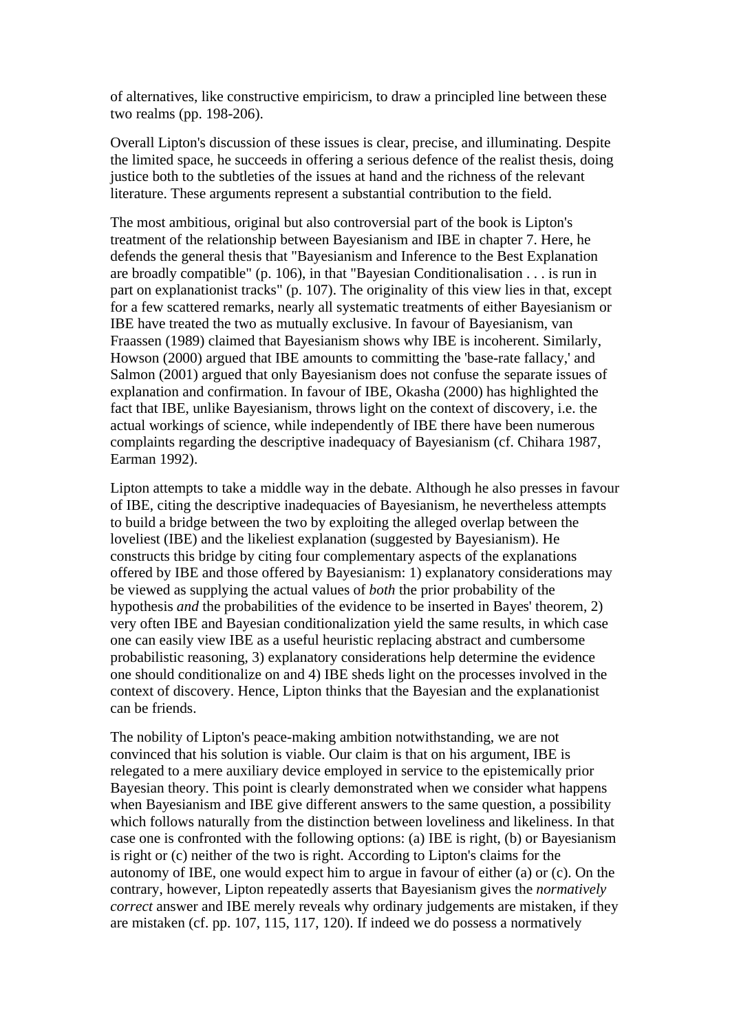of alternatives, like constructive empiricism, to draw a principled line between these two realms (pp. 198-206).

Overall Lipton's discussion of these issues is clear, precise, and illuminating. Despite the limited space, he succeeds in offering a serious defence of the realist thesis, doing justice both to the subtleties of the issues at hand and the richness of the relevant literature. These arguments represent a substantial contribution to the field.

The most ambitious, original but also controversial part of the book is Lipton's treatment of the relationship between Bayesianism and IBE in chapter 7. Here, he defends the general thesis that "Bayesianism and Inference to the Best Explanation are broadly compatible" (p. 106), in that "Bayesian Conditionalisation . . . is run in part on explanationist tracks" (p. 107). The originality of this view lies in that, except for a few scattered remarks, nearly all systematic treatments of either Bayesianism or IBE have treated the two as mutually exclusive. In favour of Bayesianism, van Fraassen (1989) claimed that Bayesianism shows why IBE is incoherent. Similarly, Howson (2000) argued that IBE amounts to committing the 'base-rate fallacy,' and Salmon (2001) argued that only Bayesianism does not confuse the separate issues of explanation and confirmation. In favour of IBE, Okasha (2000) has highlighted the fact that IBE, unlike Bayesianism, throws light on the context of discovery, i.e. the actual workings of science, while independently of IBE there have been numerous complaints regarding the descriptive inadequacy of Bayesianism (cf. Chihara 1987, Earman 1992).

Lipton attempts to take a middle way in the debate. Although he also presses in favour of IBE, citing the descriptive inadequacies of Bayesianism, he nevertheless attempts to build a bridge between the two by exploiting the alleged overlap between the loveliest (IBE) and the likeliest explanation (suggested by Bayesianism). He constructs this bridge by citing four complementary aspects of the explanations offered by IBE and those offered by Bayesianism: 1) explanatory considerations may be viewed as supplying the actual values of *both* the prior probability of the hypothesis *and* the probabilities of the evidence to be inserted in Bayes' theorem, 2) very often IBE and Bayesian conditionalization yield the same results, in which case one can easily view IBE as a useful heuristic replacing abstract and cumbersome probabilistic reasoning, 3) explanatory considerations help determine the evidence one should conditionalize on and 4) IBE sheds light on the processes involved in the context of discovery. Hence, Lipton thinks that the Bayesian and the explanationist can be friends.

The nobility of Lipton's peace-making ambition notwithstanding, we are not convinced that his solution is viable. Our claim is that on his argument, IBE is relegated to a mere auxiliary device employed in service to the epistemically prior Bayesian theory. This point is clearly demonstrated when we consider what happens when Bayesianism and IBE give different answers to the same question, a possibility which follows naturally from the distinction between loveliness and likeliness. In that case one is confronted with the following options: (a) IBE is right, (b) or Bayesianism is right or (c) neither of the two is right. According to Lipton's claims for the autonomy of IBE, one would expect him to argue in favour of either (a) or (c). On the contrary, however, Lipton repeatedly asserts that Bayesianism gives the *normatively correct* answer and IBE merely reveals why ordinary judgements are mistaken, if they are mistaken (cf. pp. 107, 115, 117, 120). If indeed we do possess a normatively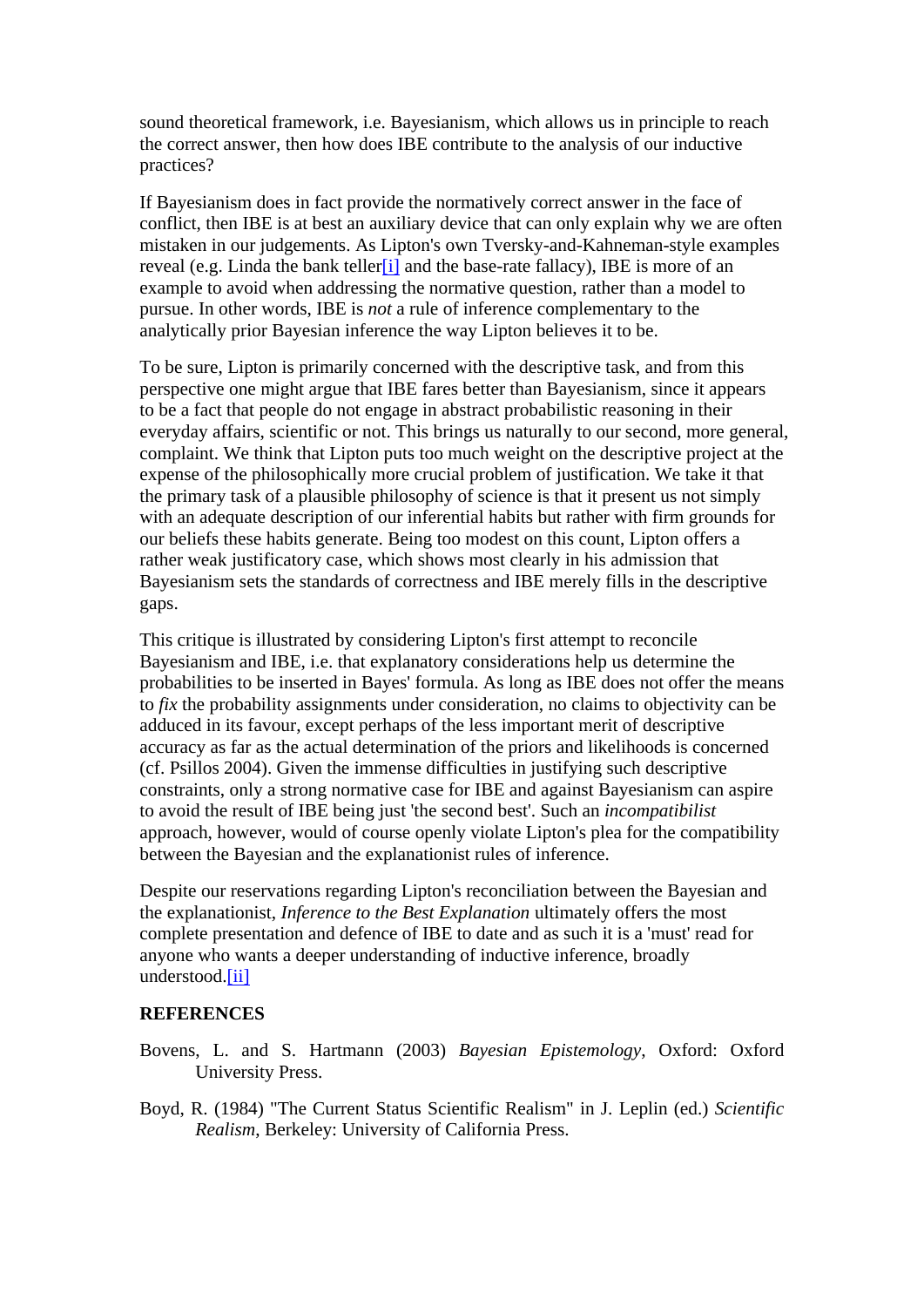sound theoretical framework, i.e. Bayesianism, which allows us in principle to reach the correct answer, then how does IBE contribute to the analysis of our inductive practices?

If Bayesianism does in fact provide the normatively correct answer in the face of conflict, then IBE is at best an auxiliary device that can only explain why we are often mistaken in our judgements. As Lipton's own Tversky-and-Kahneman-style examples reveal (e.g. Linda the bank teller[i] and the base-rate fallacy), IBE is more of an example to avoid when addressing the normative question, rather than a model to pursue. In other words, IBE is *not* a rule of inference complementary to the analytically prior Bayesian inference the way Lipton believes it to be.

To be sure, Lipton is primarily concerned with the descriptive task, and from this perspective one might argue that IBE fares better than Bayesianism, since it appears to be a fact that people do not engage in abstract probabilistic reasoning in their everyday affairs, scientific or not. This brings us naturally to our second, more general, complaint. We think that Lipton puts too much weight on the descriptive project at the expense of the philosophically more crucial problem of justification. We take it that the primary task of a plausible philosophy of science is that it present us not simply with an adequate description of our inferential habits but rather with firm grounds for our beliefs these habits generate. Being too modest on this count, Lipton offers a rather weak justificatory case, which shows most clearly in his admission that Bayesianism sets the standards of correctness and IBE merely fills in the descriptive gaps.

This critique is illustrated by considering Lipton's first attempt to reconcile Bayesianism and IBE, i.e. that explanatory considerations help us determine the probabilities to be inserted in Bayes' formula. As long as IBE does not offer the means to *fix* the probability assignments under consideration, no claims to objectivity can be adduced in its favour, except perhaps of the less important merit of descriptive accuracy as far as the actual determination of the priors and likelihoods is concerned (cf. Psillos 2004). Given the immense difficulties in justifying such descriptive constraints, only a strong normative case for IBE and against Bayesianism can aspire to avoid the result of IBE being just 'the second best'. Such an *incompatibilist* approach, however, would of course openly violate Lipton's plea for the compatibility between the Bayesian and the explanationist rules of inference.

Despite our reservations regarding Lipton's reconciliation between the Bayesian and the explanationist, *Inference to the Best Explanation* ultimately offers the most complete presentation and defence of IBE to date and as such it is a 'must' read for anyone who wants a deeper understanding of inductive inference, broadly understood.[ii]

**REFERENCES**

Bovens, L. and S. Hartmann (2003) *Bayesian Epistemology*, Oxford: Oxford University Press.

Boyd, R. (1984) "The Current Status Scientific Realism" in J. Leplin (ed.) *Scientific Realism*, Berkeley: University of California Press.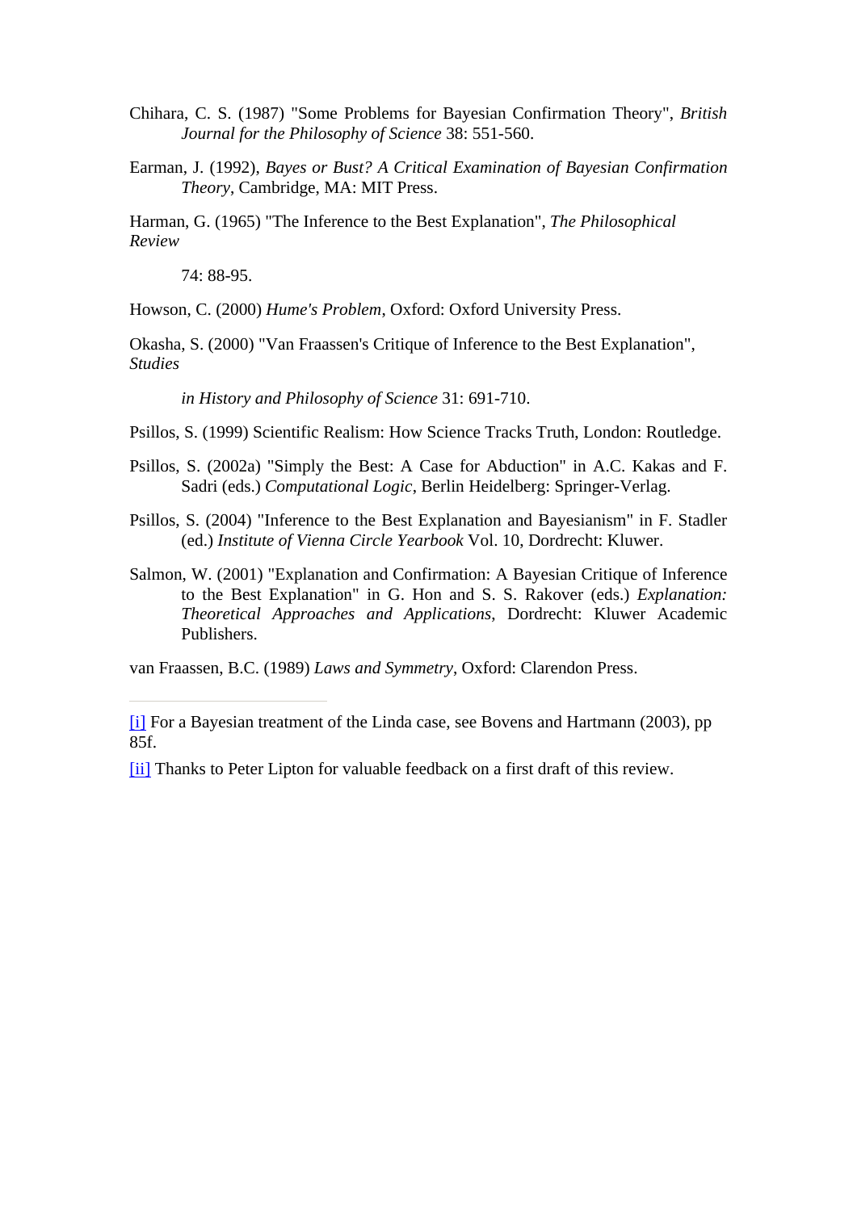Chihara, C. S. (1987) "Some Problems for Bayesian Confirmation Theory", *British Journal for the Philosophy of Science* 38: 551-560.

Earman, J. (1992), *Bayes or Bust? A Critical Examination of Bayesian Confirmation Theory*, Cambridge, MA: MIT Press.

Harman, G. (1965) "The Inference to the Best Explanation", *The Philosophical Review* 74: 88-95.

Howson, C. (2000) *Hume's Problem*, Oxford: Oxford University Press.

Okasha, S. (2000) "Van Fraassen's Critique of Inference to the Best Explanation", *Studies in History and Philosophy of Science* 31: 691-710.

Psillos, S. (1999) Scientific Realism: How Science Tracks Truth, London: Routledge.

Psillos, S. (2002a) "Simply the Best: A Case for Abduction" in A.C. Kakas and F. Sadri (eds.) *Computational Logic*, Berlin Heidelberg: Springer-Verlag.

Psillos, S. (2004) "Inference to the Best Explanation and Bayesianism" in F. Stadler (ed.) *Institute of Vienna Circle Yearbook* Vol. 10, Dordrecht: Kluwer.

Salmon, W. (2001) "Explanation and Confirmation: A Bayesian Critique of Inference to the Best Explanation" in G. Hon and S. S. Rakover (eds.) *Explanation: Theoretical Approaches and Applications*, Dordrecht: Kluwer Academic Publishers.

van Fraassen, B.C. (1989) *Laws and Symmetry*, Oxford: Clarendon Press.

---

[i] For a Bayesian treatment of the Linda case, see Bovens and Hartmann (2003), pp 85f.

[ii] Thanks to Peter Lipton for valuable feedback on a first draft of this review.